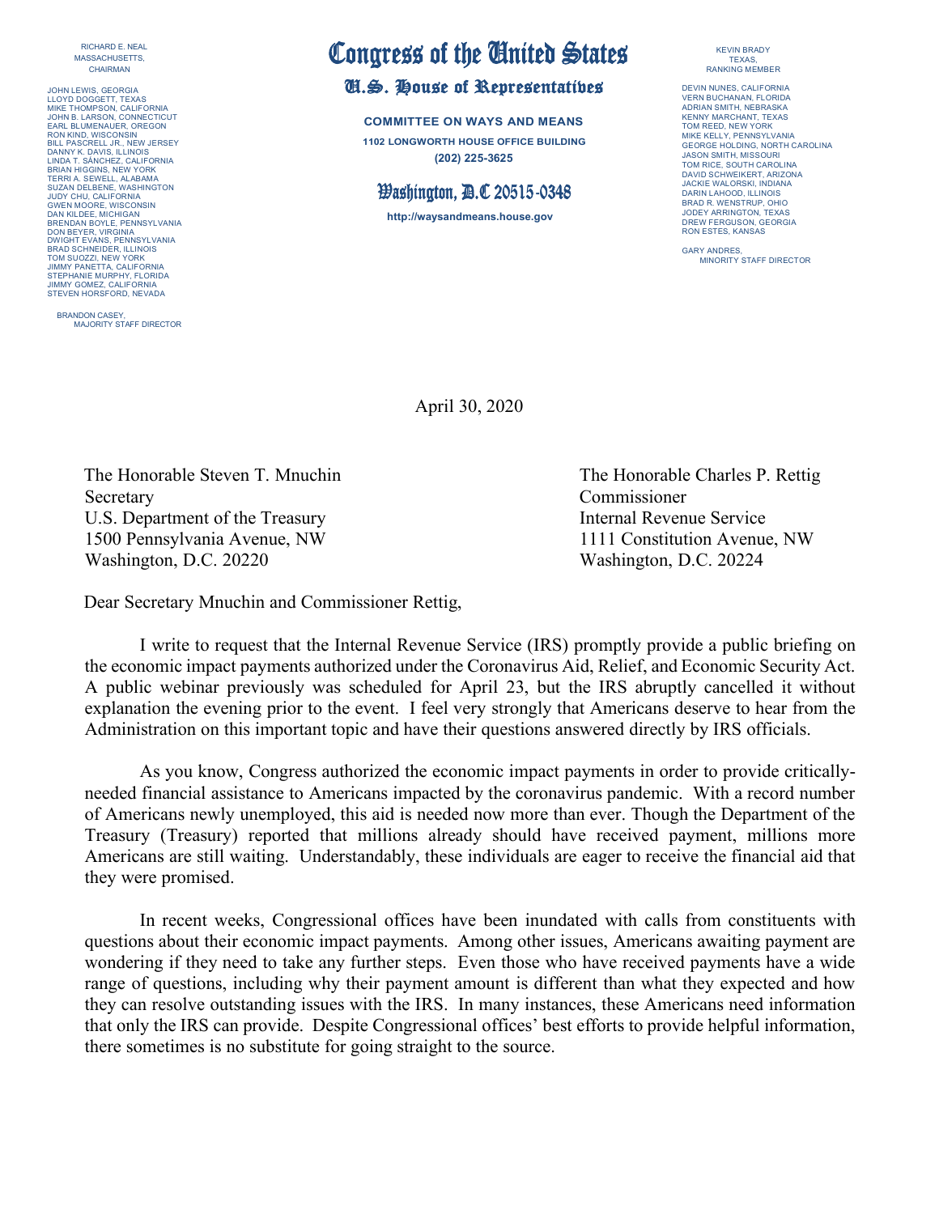RICHARD E. NEAL
MASSACHUSETTS,
CHAIRMAN

JOHN LEWIS, GEORGIA
LLOYD DOGGETT, TEXAS
MIKE THOMPSON, CALIFORNIA
JOHN B. LARSON, CONNECTICUT
EARL BLUMENAUER, OREGON
RON KIND, WISCONSIN
BILL PASCRELL JR., NEW JERSEY
DANNY K. DAVIS, ILLINOIS
LINDA T. SÁNCHEZ, CALIFORNIA
BRIAN HIGGINS, NEW YORK
TERRI A. SEWELL, ALABAMA
SUZAN DELBENE, WASHINGTON
JUDY CHU, CALIFORNIA
GWEN MOORE, WISCONSIN
DAN KILDEE, MICHIGAN
BRENDAN BOYLE, PENNSYLVANIA
DON BEYER, VIRGINIA
DWIGHT EVANS, PENNSYLVANIA
BRAD SCHNEIDER, ILLINOIS
TOM SUOZZI, NEW YORK
JIMMY PANETTA, CALIFORNIA
STEPHANIE MURPHY, FLORIDA
JIMMY GOMEZ, CALIFORNIA
STEVEN HORSFORD, NEVADA

BRANDON CASEY,
MAJORITY STAFF DIRECTOR

# Congress of the United States

## U.S. House of Representatives

**COMMITTEE ON WAYS AND MEANS**

**1102 LONGWORTH HOUSE OFFICE BUILDING**
**(202) 225-3625**

**Washington, D.C 20515-0348**

**http://waysandmeans.house.gov**

KEVIN BRADY
TEXAS,
RANKING MEMBER

DEVIN NUNES, CALIFORNIA
VERN BUCHANAN, FLORIDA
ADRIAN SMITH, NEBRASKA
KENNY MARCHANT, TEXAS
TOM REED, NEW YORK
MIKE KELLY, PENNSYLVANIA
GEORGE HOLDING, NORTH CAROLINA
JASON SMITH, MISSOURI
TOM RICE, SOUTH CAROLINA
DAVID SCHWEIKERT, ARIZONA
JACKIE WALORSKI, INDIANA
DARIN LAHOOD, ILLINOIS
BRAD R. WENSTRUP, OHIO
JODEY ARRINGTON, TEXAS
DREW FERGUSON, GEORGIA
RON ESTES, KANSAS

GARY ANDRES,
MINORITY STAFF DIRECTOR

April 30, 2020

The Honorable Steven T. Mnuchin
Secretary
U.S. Department of the Treasury
1500 Pennsylvania Avenue, NW
Washington, D.C. 20220

The Honorable Charles P. Rettig
Commissioner
Internal Revenue Service
1111 Constitution Avenue, NW
Washington, D.C. 20224

Dear Secretary Mnuchin and Commissioner Rettig,

I write to request that the Internal Revenue Service (IRS) promptly provide a public briefing on the economic impact payments authorized under the Coronavirus Aid, Relief, and Economic Security Act. A public webinar previously was scheduled for April 23, but the IRS abruptly cancelled it without explanation the evening prior to the event. I feel very strongly that Americans deserve to hear from the Administration on this important topic and have their questions answered directly by IRS officials.

As you know, Congress authorized the economic impact payments in order to provide critically-needed financial assistance to Americans impacted by the coronavirus pandemic. With a record number of Americans newly unemployed, this aid is needed now more than ever. Though the Department of the Treasury (Treasury) reported that millions already should have received payment, millions more Americans are still waiting. Understandably, these individuals are eager to receive the financial aid that they were promised.

In recent weeks, Congressional offices have been inundated with calls from constituents with questions about their economic impact payments. Among other issues, Americans awaiting payment are wondering if they need to take any further steps. Even those who have received payments have a wide range of questions, including why their payment amount is different than what they expected and how they can resolve outstanding issues with the IRS. In many instances, these Americans need information that only the IRS can provide. Despite Congressional offices' best efforts to provide helpful information, there sometimes is no substitute for going straight to the source.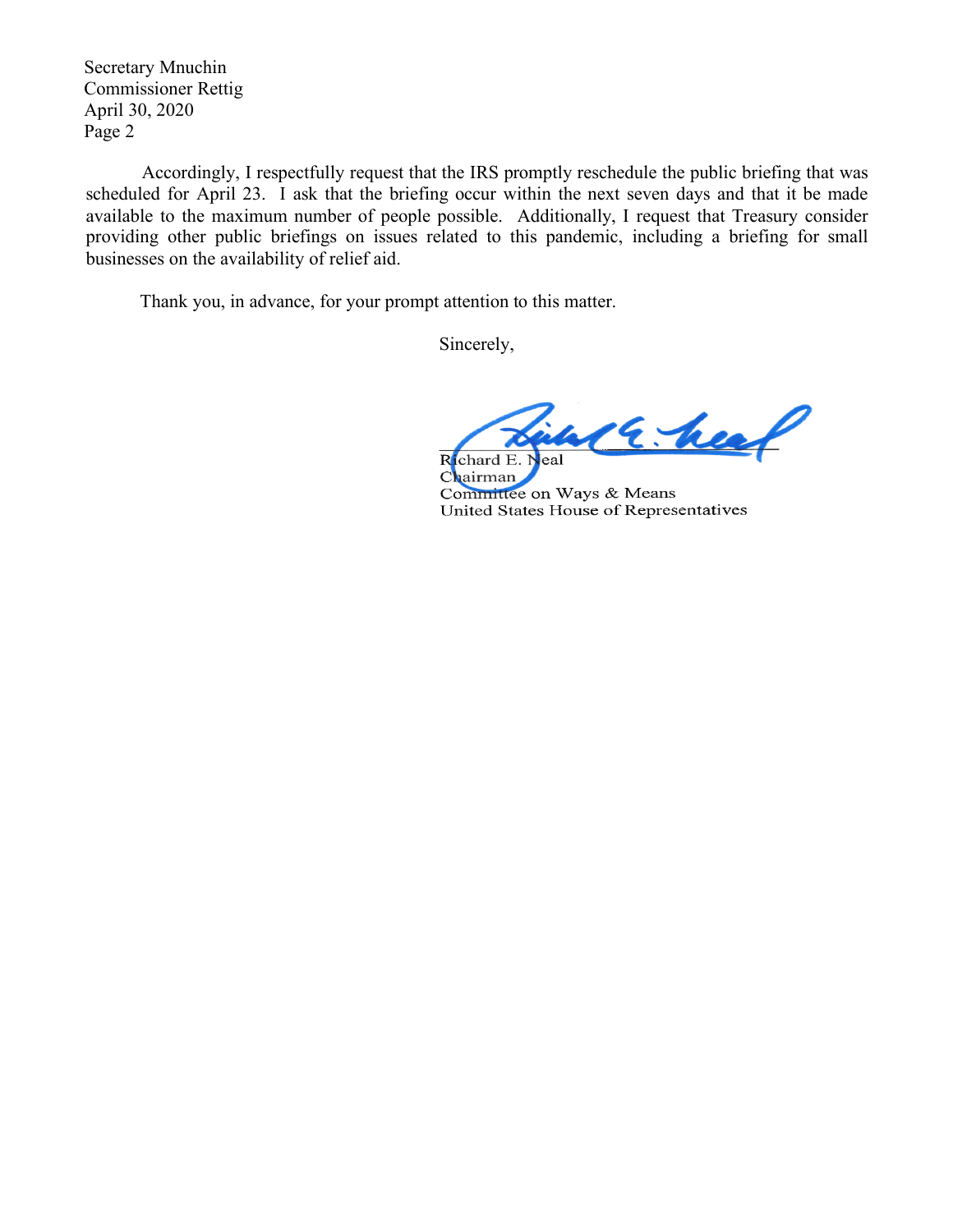Secretary Mnuchin
Commissioner Rettig
April 30, 2020
Page 2

Accordingly, I respectfully request that the IRS promptly reschedule the public briefing that was scheduled for April 23. I ask that the briefing occur within the next seven days and that it be made available to the maximum number of people possible. Additionally, I request that Treasury consider providing other public briefings on issues related to this pandemic, including a briefing for small businesses on the availability of relief aid.

Thank you, in advance, for your prompt attention to this matter.

Sincerely,

Richard E. Neal
Chairman
Committee on Ways & Means
United States House of Representatives